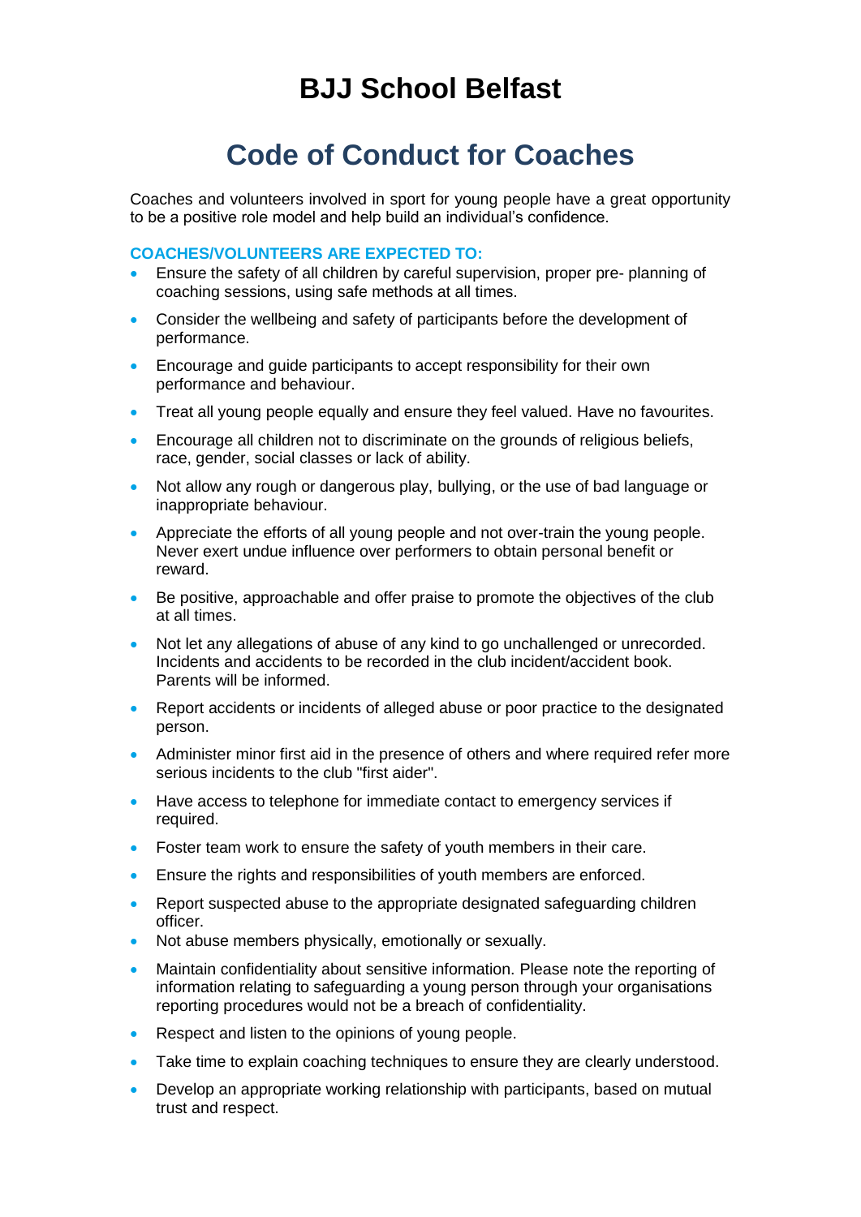# BJJ School Belfast

## Code of Conduct for Coaches

Coaches and volunteers involved in sport for young people have a great opportunity to be a positive role model and help build an individual's confidence.

### COACHES/VOLUNTEERS ARE EXPECTED TO:

- Ensure the safety of all children by careful supervision, proper pre- planning of coaching sessions, using safe methods at all times.
- Consider the wellbeing and safety of participants before the development of performance.
- Encourage and guide participants to accept responsibility for their own performance and behaviour.
- Treat all young people equally and ensure they feel valued. Have no favourites.
- Encourage all children not to discriminate on the grounds of religious beliefs, race, gender, social classes or lack of ability.
- Not allow any rough or dangerous play, bullying, or the use of bad language or inappropriate behaviour.
- Appreciate the efforts of all young people and not over-train the young people. Never exert undue influence over performers to obtain personal benefit or reward.
- Be positive, approachable and offer praise to promote the objectives of the club at all times.
- Not let any allegations of abuse of any kind to go unchallenged or unrecorded. Incidents and accidents to be recorded in the club incident/accident book. Parents will be informed.
- Report accidents or incidents of alleged abuse or poor practice to the designated person.
- Administer minor first aid in the presence of others and where required refer more serious incidents to the club "first aider".
- Have access to telephone for immediate contact to emergency services if required.
- Foster team work to ensure the safety of youth members in their care.
- Ensure the rights and responsibilities of youth members are enforced.
- Report suspected abuse to the appropriate designated safeguarding children officer.
- Not abuse members physically, emotionally or sexually.
- Maintain confidentiality about sensitive information. Please note the reporting of information relating to safeguarding a young person through your organisations reporting procedures would not be a breach of confidentiality.
- Respect and listen to the opinions of young people.
- Take time to explain coaching techniques to ensure they are clearly understood.
- Develop an appropriate working relationship with participants, based on mutual trust and respect.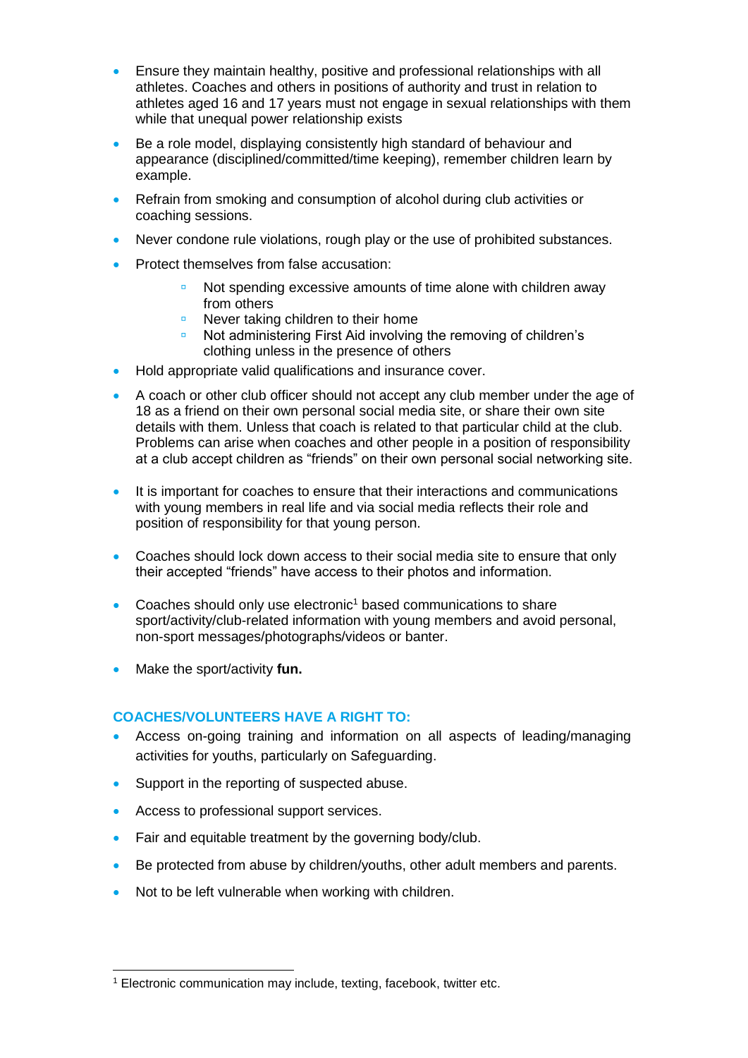- Ensure they maintain healthy, positive and professional relationships with all athletes. Coaches and others in positions of authority and trust in relation to athletes aged 16 and 17 years must not engage in sexual relationships with them while that unequal power relationship exists
- Be a role model, displaying consistently high standard of behaviour and appearance (disciplined/committed/time keeping), remember children learn by example.
- Refrain from smoking and consumption of alcohol during club activities or coaching sessions.
- Never condone rule violations, rough play or the use of prohibited substances.
- Protect themselves from false accusation:
    - Not spending excessive amounts of time alone with children away from others
    - Never taking children to their home
    - Not administering First Aid involving the removing of children's clothing unless in the presence of others
- Hold appropriate valid qualifications and insurance cover.
- A coach or other club officer should not accept any club member under the age of 18 as a friend on their own personal social media site, or share their own site details with them. Unless that coach is related to that particular child at the club. Problems can arise when coaches and other people in a position of responsibility at a club accept children as "friends" on their own personal social networking site.
- It is important for coaches to ensure that their interactions and communications with young members in real life and via social media reflects their role and position of responsibility for that young person.
- Coaches should lock down access to their social media site to ensure that only their accepted "friends" have access to their photos and information.
- Coaches should only use electronic[1] based communications to share sport/activity/club-related information with young members and avoid personal, non-sport messages/photographs/videos or banter.
- Make the sport/activity **fun.**

## COACHES/VOLUNTEERS HAVE A RIGHT TO:

- Access on-going training and information on all aspects of leading/managing activities for youths, particularly on Safeguarding.
- Support in the reporting of suspected abuse.
- Access to professional support services.
- Fair and equitable treatment by the governing body/club.
- Be protected from abuse by children/youths, other adult members and parents.
- Not to be left vulnerable when working with children.

[1] Electronic communication may include, texting, facebook, twitter etc.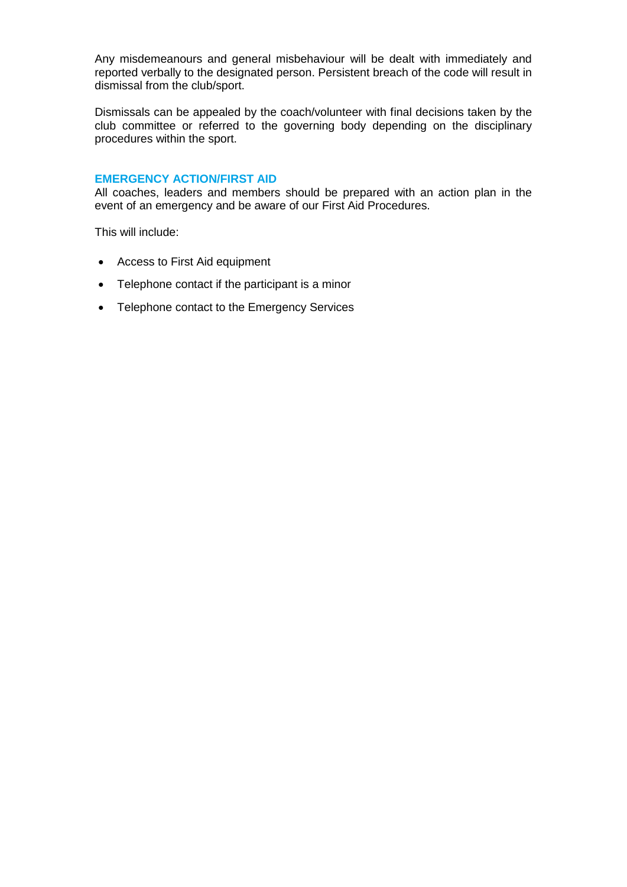Any misdemeanours and general misbehaviour will be dealt with immediately and reported verbally to the designated person. Persistent breach of the code will result in dismissal from the club/sport.

Dismissals can be appealed by the coach/volunteer with final decisions taken by the club committee or referred to the governing body depending on the disciplinary procedures within the sport.

## EMERGENCY ACTION/FIRST AID

All coaches, leaders and members should be prepared with an action plan in the event of an emergency and be aware of our First Aid Procedures.

This will include:

- Access to First Aid equipment
- Telephone contact if the participant is a minor
- Telephone contact to the Emergency Services